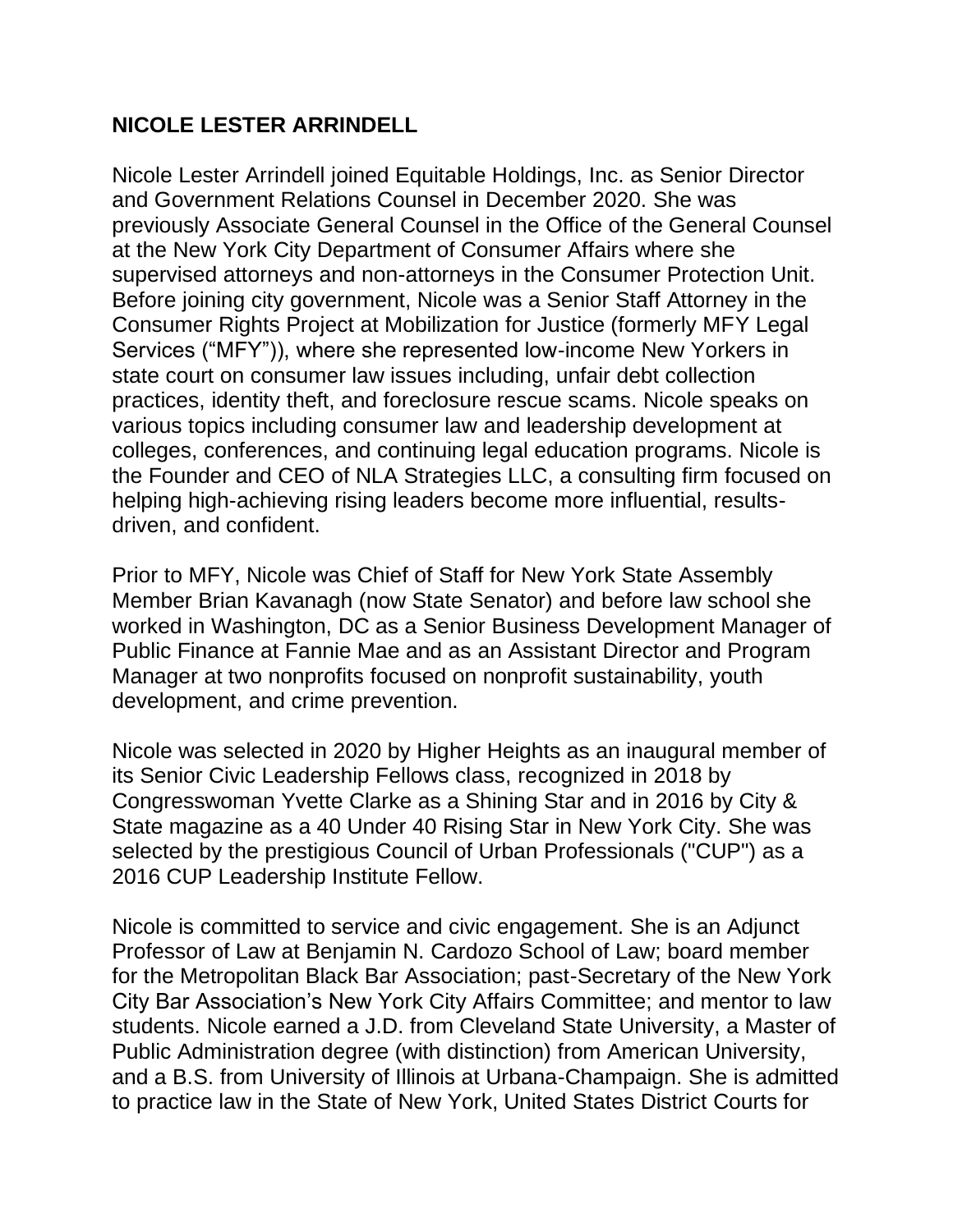# NICOLE LESTER ARRINDELL

Nicole Lester Arrindell joined Equitable Holdings, Inc. as Senior Director and Government Relations Counsel in December 2020. She was previously Associate General Counsel in the Office of the General Counsel at the New York City Department of Consumer Affairs where she supervised attorneys and non-attorneys in the Consumer Protection Unit. Before joining city government, Nicole was a Senior Staff Attorney in the Consumer Rights Project at Mobilization for Justice (formerly MFY Legal Services ("MFY")), where she represented low-income New Yorkers in state court on consumer law issues including, unfair debt collection practices, identity theft, and foreclosure rescue scams. Nicole speaks on various topics including consumer law and leadership development at colleges, conferences, and continuing legal education programs. Nicole is the Founder and CEO of NLA Strategies LLC, a consulting firm focused on helping high-achieving rising leaders become more influential, results-driven, and confident.

Prior to MFY, Nicole was Chief of Staff for New York State Assembly Member Brian Kavanagh (now State Senator) and before law school she worked in Washington, DC as a Senior Business Development Manager of Public Finance at Fannie Mae and as an Assistant Director and Program Manager at two nonprofits focused on nonprofit sustainability, youth development, and crime prevention.

Nicole was selected in 2020 by Higher Heights as an inaugural member of its Senior Civic Leadership Fellows class, recognized in 2018 by Congresswoman Yvette Clarke as a Shining Star and in 2016 by City & State magazine as a 40 Under 40 Rising Star in New York City. She was selected by the prestigious Council of Urban Professionals ("CUP") as a 2016 CUP Leadership Institute Fellow.

Nicole is committed to service and civic engagement. She is an Adjunct Professor of Law at Benjamin N. Cardozo School of Law; board member for the Metropolitan Black Bar Association; past-Secretary of the New York City Bar Association's New York City Affairs Committee; and mentor to law students. Nicole earned a J.D. from Cleveland State University, a Master of Public Administration degree (with distinction) from American University, and a B.S. from University of Illinois at Urbana-Champaign. She is admitted to practice law in the State of New York, United States District Courts for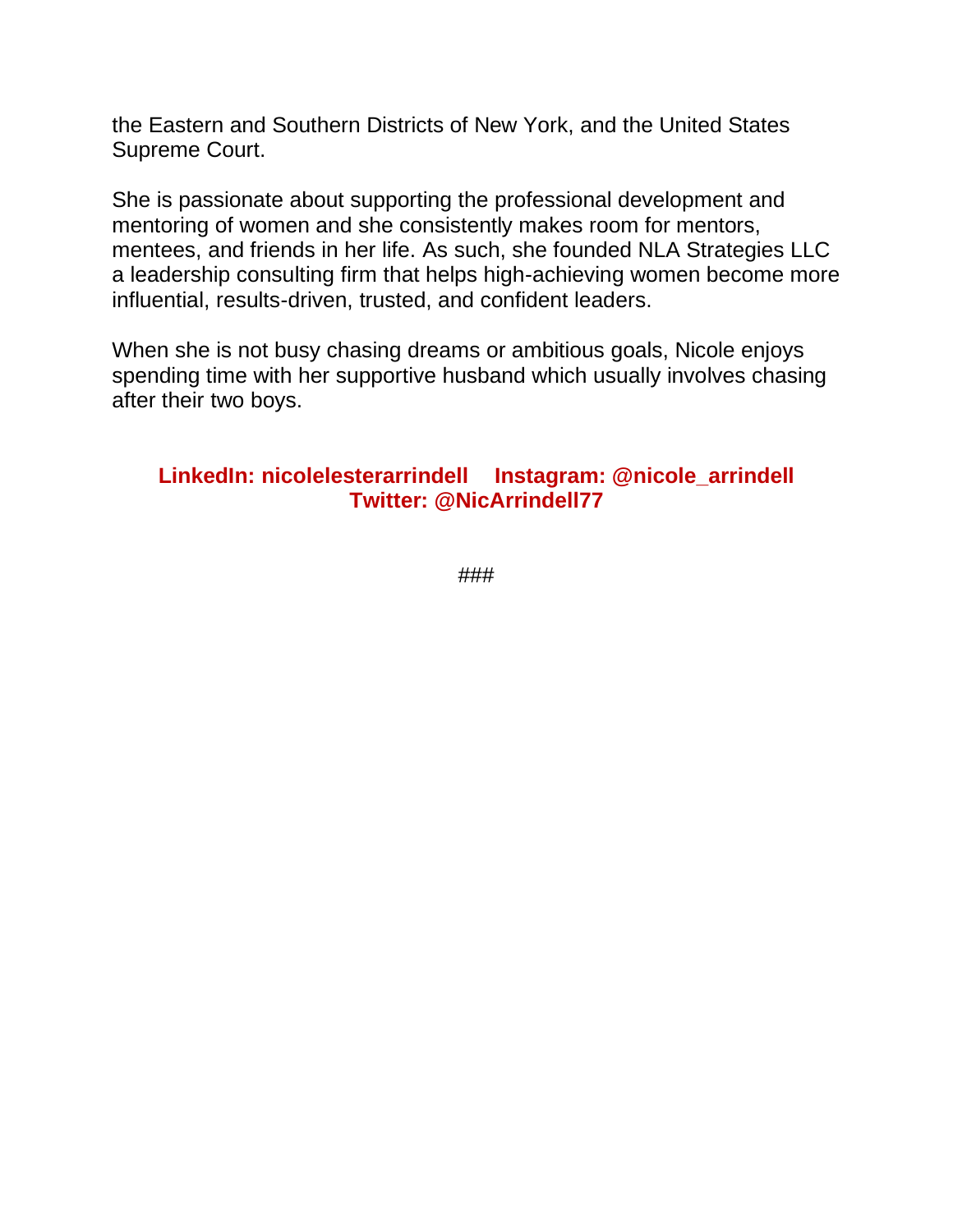the Eastern and Southern Districts of New York, and the United States Supreme Court.

She is passionate about supporting the professional development and mentoring of women and she consistently makes room for mentors, mentees, and friends in her life. As such, she founded NLA Strategies LLC a leadership consulting firm that helps high-achieving women become more influential, results-driven, trusted, and confident leaders.

When she is not busy chasing dreams or ambitious goals, Nicole enjoys spending time with her supportive husband which usually involves chasing after their two boys.

**LinkedIn: nicolelesterarrindell Instagram: @nicole_arrindell**
**Twitter: @NicArrindell77**

###